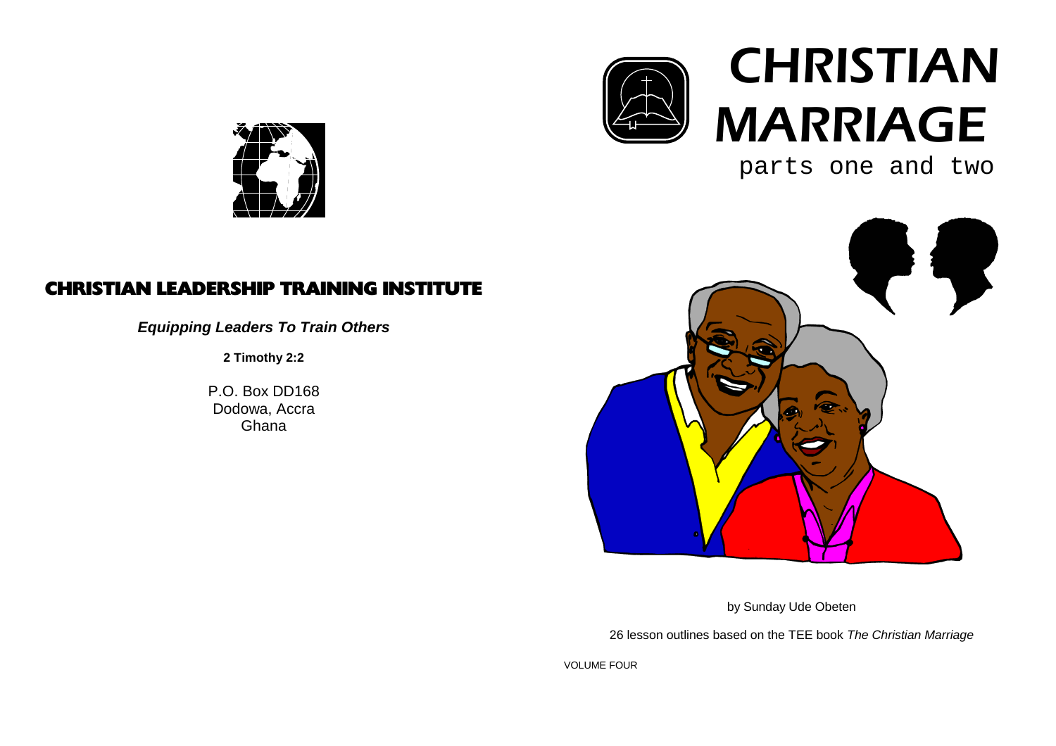# CHRISTIAN MARRIAGE

parts one and two

## CHRISTIAN LEADERSHIP TRAINING INSTITUTE

***Equipping Leaders To Train Others***

**2 Timothy 2:2**

P.O. Box DD168
Dodowa, Accra
Ghana

by Sunday Ude Obeten

26 lesson outlines based on the TEE book *The Christian Marriage*

VOLUME FOUR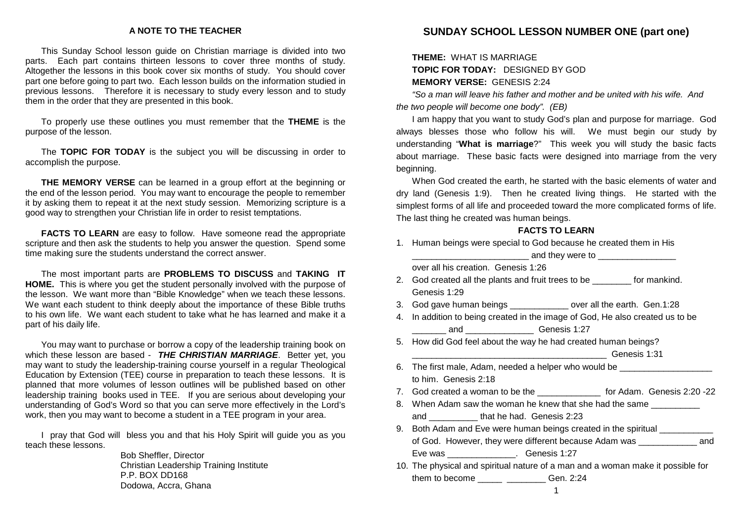## A NOTE TO THE TEACHER

This Sunday School lesson guide on Christian marriage is divided into two parts. Each part contains thirteen lessons to cover three months of study. Altogether the lessons in this book cover six months of study. You should cover part one before going to part two. Each lesson builds on the information studied in previous lessons. Therefore it is necessary to study every lesson and to study them in the order that they are presented in this book.

To properly use these outlines you must remember that the **THEME** is the purpose of the lesson.

The **TOPIC FOR TODAY** is the subject you will be discussing in order to accomplish the purpose.

**THE MEMORY VERSE** can be learned in a group effort at the beginning or the end of the lesson period. You may want to encourage the people to remember it by asking them to repeat it at the next study session. Memorizing scripture is a good way to strengthen your Christian life in order to resist temptations.

**FACTS TO LEARN** are easy to follow. Have someone read the appropriate scripture and then ask the students to help you answer the question. Spend some time making sure the students understand the correct answer.

The most important parts are **PROBLEMS TO DISCUSS** and **TAKING IT HOME.** This is where you get the student personally involved with the purpose of the lesson. We want more than "Bible Knowledge" when we teach these lessons. We want each student to think deeply about the importance of these Bible truths to his own life. We want each student to take what he has learned and make it a part of his daily life.

You may want to purchase or borrow a copy of the leadership training book on which these lesson are based - ***THE CHRISTIAN MARRIAGE***. Better yet, you may want to study the leadership-training course yourself in a regular Theological Education by Extension (TEE) course in preparation to teach these lessons. It is planned that more volumes of lesson outlines will be published based on other leadership training books used in TEE. If you are serious about developing your understanding of God's Word so that you can serve more effectively in the Lord's work, then you may want to become a student in a TEE program in your area.

I pray that God will bless you and that his Holy Spirit will guide you as you teach these lessons.

Bob Sheffler, Director
Christian Leadership Training Institute
P.P. BOX DD168
Dodowa, Accra, Ghana

## SUNDAY SCHOOL LESSON NUMBER ONE (part one)

**THEME:** WHAT IS MARRIAGE
**TOPIC FOR TODAY:** DESIGNED BY GOD
**MEMORY VERSE:** GENESIS 2:24

*"So a man will leave his father and mother and be united with his wife. And the two people will become one body". (EB)*

I am happy that you want to study God's plan and purpose for marriage. God always blesses those who follow his will. We must begin our study by understanding "**What is marriage**?" This week you will study the basic facts about marriage. These basic facts were designed into marriage from the very beginning.

When God created the earth, he started with the basic elements of water and dry land (Genesis 1:9). Then he created living things. He started with the simplest forms of all life and proceeded toward the more complicated forms of life. The last thing he created was human beings.

### FACTS TO LEARN

1. Human beings were special to God because he created them in His ________________________ and they were to ________________ over all his creation. Genesis 1:26
2. God created all the plants and fruit trees to be ________ for mankind. Genesis 1:29
3. God gave human beings ____________ over all the earth. Gen.1:28
4. In addition to being created in the image of God, He also created us to be _______ and ______________ Genesis 1:27
5. How did God feel about the way he had created human beings? ________________________________________ Genesis 1:31
6. The first male, Adam, needed a helper who would be ___________________ to him. Genesis 2:18
7. God created a woman to be the _____________ for Adam. Genesis 2:20 -22
8. When Adam saw the woman he knew that she had the same __________ and __________ that he had. Genesis 2:23
9. Both Adam and Eve were human beings created in the spiritual ___________ of God. However, they were different because Adam was ____________ and Eve was ______________. Genesis 1:27
10. The physical and spiritual nature of a man and a woman make it possible for them to become _____ ________ Gen. 2:24